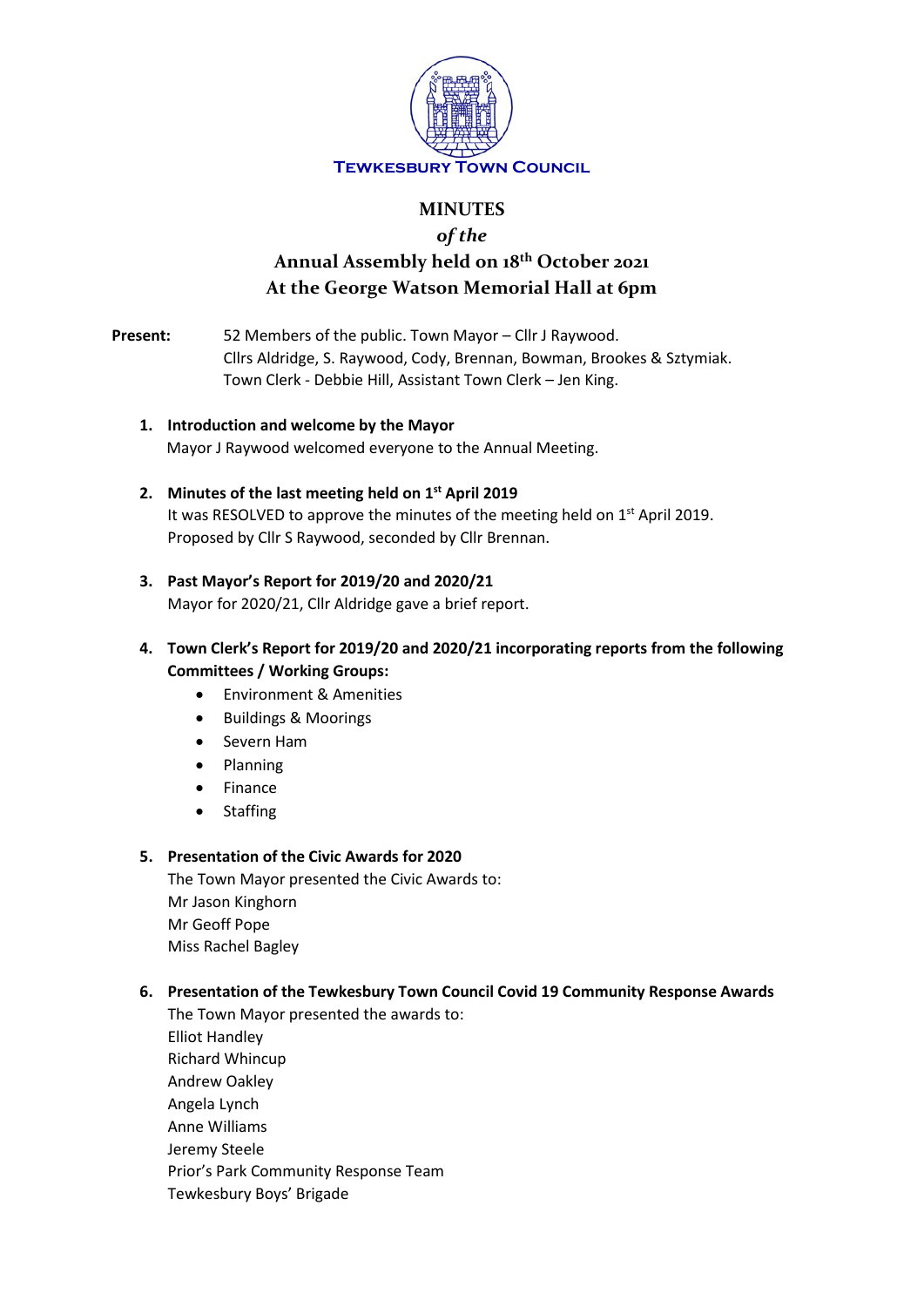**Tewkesbury Town Council**

# MINUTES

## *of the*

## Annual Assembly held on 18th October 2021 At the George Watson Memorial Hall at 6pm

**Present:** 52 Members of the public. Town Mayor – Cllr J Raywood.
Cllrs Aldridge, S. Raywood, Cody, Brennan, Bowman, Brookes & Sztymiak.
Town Clerk - Debbie Hill, Assistant Town Clerk – Jen King.

1. **Introduction and welcome by the Mayor**
   Mayor J Raywood welcomed everyone to the Annual Meeting.

2. **Minutes of the last meeting held on 1st April 2019**
   It was RESOLVED to approve the minutes of the meeting held on 1st April 2019. Proposed by Cllr S Raywood, seconded by Cllr Brennan.

3. **Past Mayor's Report for 2019/20 and 2020/21**
   Mayor for 2020/21, Cllr Aldridge gave a brief report.

4. **Town Clerk's Report for 2019/20 and 2020/21 incorporating reports from the following Committees / Working Groups:**
   - Environment & Amenities
   - Buildings & Moorings
   - Severn Ham
   - Planning
   - Finance
   - Staffing

5. **Presentation of the Civic Awards for 2020**
   The Town Mayor presented the Civic Awards to:
   Mr Jason Kinghorn
   Mr Geoff Pope
   Miss Rachel Bagley

6. **Presentation of the Tewkesbury Town Council Covid 19 Community Response Awards**
   The Town Mayor presented the awards to:
   Elliot Handley
   Richard Whincup
   Andrew Oakley
   Angela Lynch
   Anne Williams
   Jeremy Steele
   Prior's Park Community Response Team
   Tewkesbury Boys' Brigade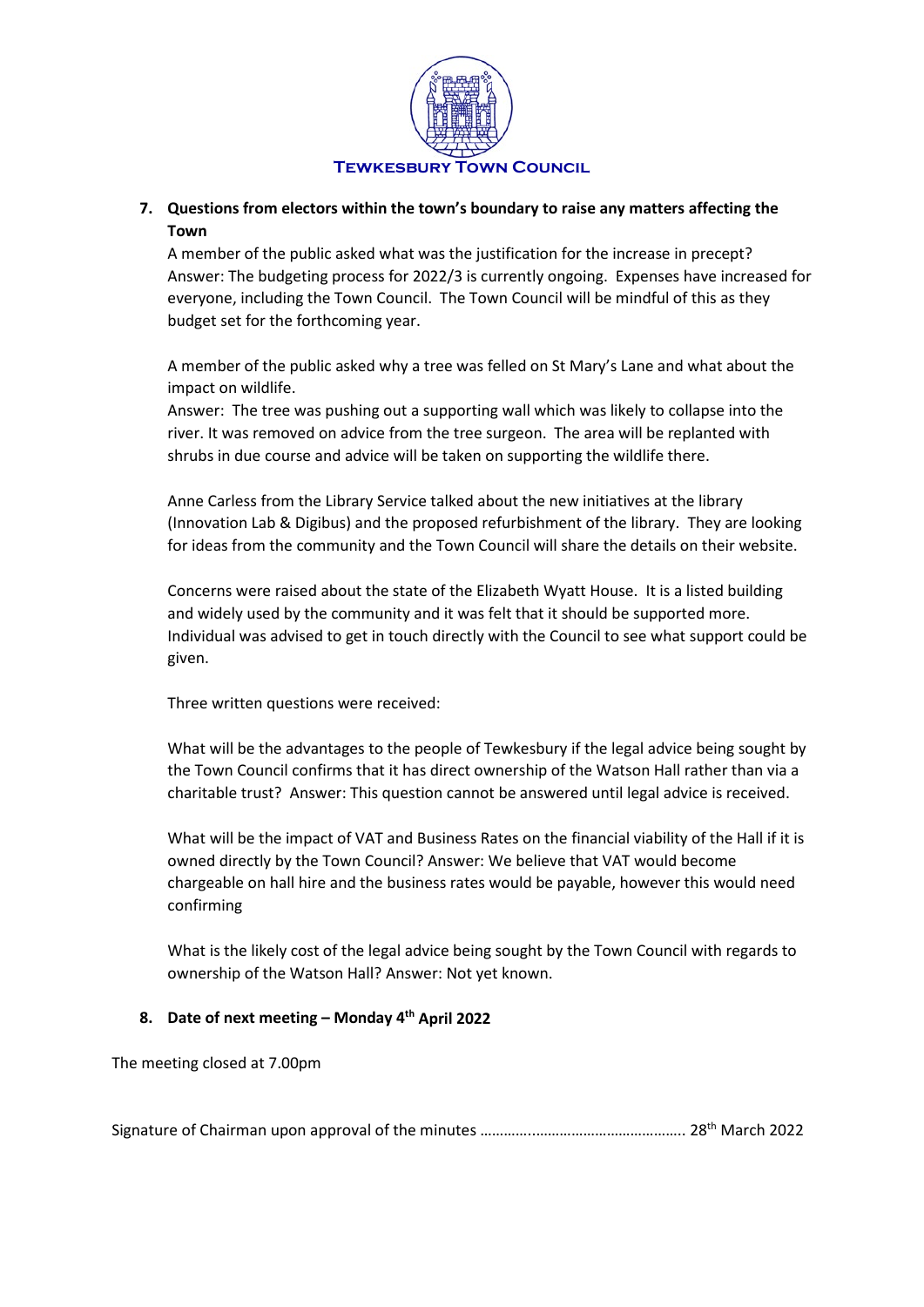**Tewkesbury Town Council**

7. **Questions from electors within the town's boundary to raise any matters affecting the Town**

   A member of the public asked what was the justification for the increase in precept? Answer: The budgeting process for 2022/3 is currently ongoing. Expenses have increased for everyone, including the Town Council. The Town Council will be mindful of this as they budget set for the forthcoming year.

   A member of the public asked why a tree was felled on St Mary's Lane and what about the impact on wildlife.
   Answer: The tree was pushing out a supporting wall which was likely to collapse into the river. It was removed on advice from the tree surgeon. The area will be replanted with shrubs in due course and advice will be taken on supporting the wildlife there.

   Anne Carless from the Library Service talked about the new initiatives at the library (Innovation Lab & Digibus) and the proposed refurbishment of the library. They are looking for ideas from the community and the Town Council will share the details on their website.

   Concerns were raised about the state of the Elizabeth Wyatt House. It is a listed building and widely used by the community and it was felt that it should be supported more. Individual was advised to get in touch directly with the Council to see what support could be given.

   Three written questions were received:

   What will be the advantages to the people of Tewkesbury if the legal advice being sought by the Town Council confirms that it has direct ownership of the Watson Hall rather than via a charitable trust? Answer: This question cannot be answered until legal advice is received.

   What will be the impact of VAT and Business Rates on the financial viability of the Hall if it is owned directly by the Town Council? Answer: We believe that VAT would become chargeable on hall hire and the business rates would be payable, however this would need confirming

   What is the likely cost of the legal advice being sought by the Town Council with regards to ownership of the Watson Hall? Answer: Not yet known.

8. **Date of next meeting – Monday 4th April 2022**

The meeting closed at 7.00pm

Signature of Chairman upon approval of the minutes ………….………………………………. 28th March 2022